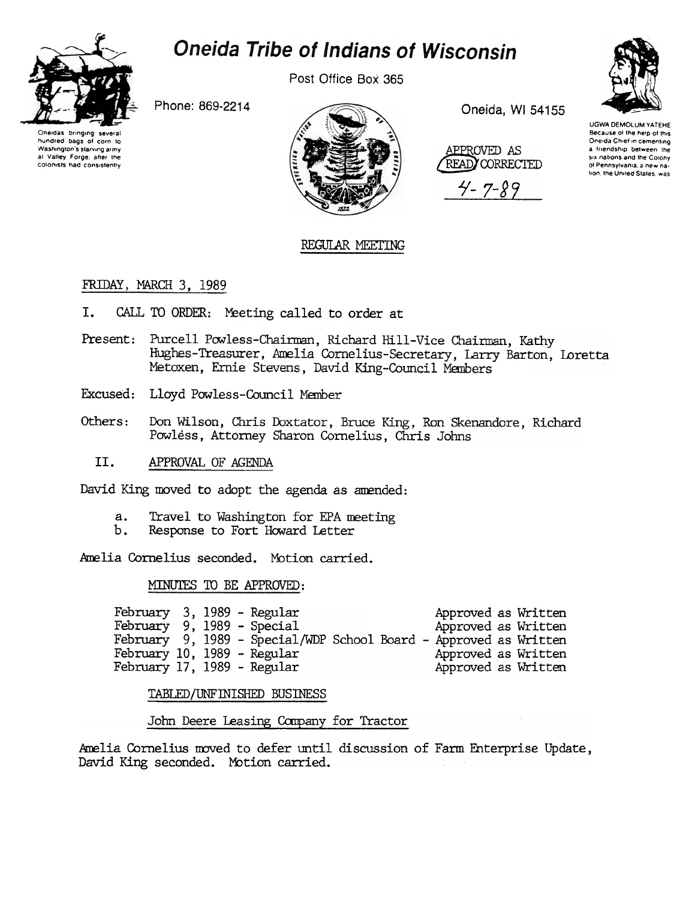# Oneida Tribe of Indians of Wisconsin

Post Office Box 365

Phone: 869-2214

Oneida, WI 54155

Oneidas bringing several hundred bags of corn to Washington's starving army at Valley Forge, after the colonists had consistently

UGWA DEMOLUM YATEHE Because of the help of this Oneida Chief in cementing a friendship between the six nations and the Colony of Pennsylvania, a new nation, the United States, was

APPROVED AS READ/CORRECTED

4-7-89

## REGULAR MEETING

FRIDAY, MARCH 3, 1989

I. CALL TO ORDER: Meeting called to order at

Present: Purcell Powless-Chairman, Richard Hill-Vice Chairman, Kathy Hughes-Treasurer, Amelia Cornelius-Secretary, Larry Barton, Loretta Metoxen, Ernie Stevens, David King-Council Members

Excused: Lloyd Powless-Council Member

Others: Don Wilson, Chris Doxtator, Bruce King, Ron Skenandore, Richard Powless, Attorney Sharon Cornelius, Chris Johns

II. APPROVAL OF AGENDA

David King moved to adopt the agenda as amended:

a. Travel to Washington for EPA meeting
b. Response to Fort Howard Letter

Amelia Cornelius seconded. Motion carried.

MINUTES TO BE APPROVED:

| | |
|---|---|
| February 3, 1989 - Regular | Approved as Written |
| February 9, 1989 - Special | Approved as Written |
| February 9, 1989 - Special/WDP School Board - | Approved as Written |
| February 10, 1989 - Regular | Approved as Written |
| February 17, 1989 - Regular | Approved as Written |

TABLED/UNFINISHED BUSINESS

John Deere Leasing Company for Tractor

Amelia Cornelius moved to defer until discussion of Farm Enterprise Update, David King seconded. Motion carried.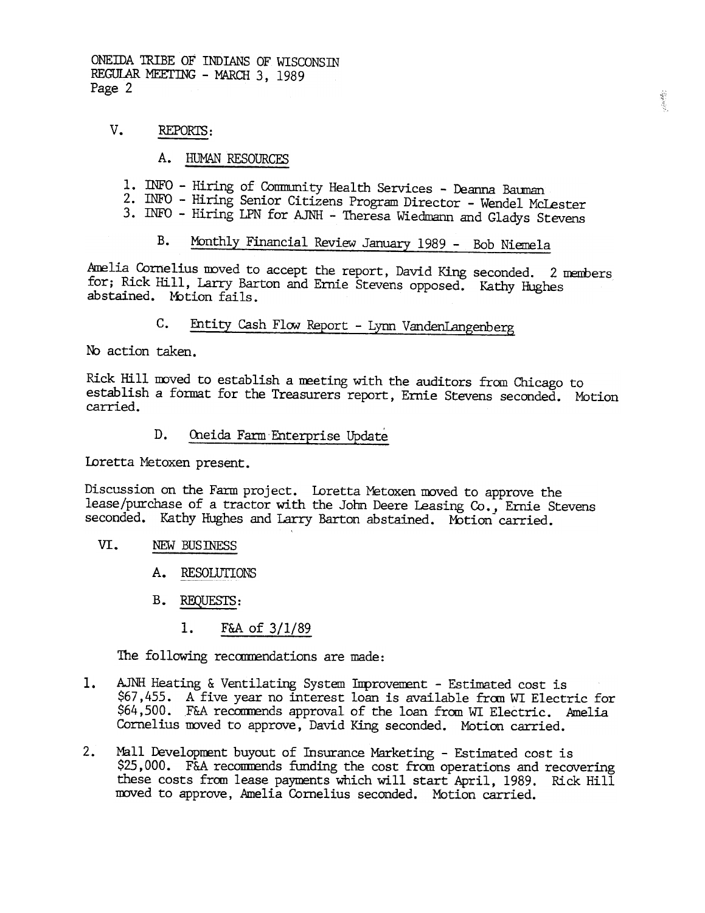## V. REPORTS:

### A. HUMAN RESOURCES

1. INFO - Hiring of Community Health Services - Deanna Bauman
2. INFO - Hiring Senior Citizens Program Director - Wendel McLester
3. INFO - Hiring LPN for AJNH - Theresa Wiedmann and Gladys Stevens

### B. Monthly Financial Review January 1989 - Bob Niemela

Amelia Cornelius moved to accept the report, David King seconded. 2 members for; Rick Hill, Larry Barton and Ernie Stevens opposed. Kathy Hughes abstained. Motion fails.

### C. Entity Cash Flow Report - Lynn VandenLangenberg

No action taken.

Rick Hill moved to establish a meeting with the auditors from Chicago to establish a format for the Treasurers report, Ernie Stevens seconded. Motion carried.

### D. Oneida Farm Enterprise Update

Loretta Metoxen present.

Discussion on the Farm project. Loretta Metoxen moved to approve the lease/purchase of a tractor with the John Deere Leasing Co., Ernie Stevens seconded. Kathy Hughes and Larry Barton abstained. Motion carried.

## VI. NEW BUSINESS

### A. RESOLUTIONS

### B. REQUESTS:

#### 1. F&A of 3/1/89

The following recommendations are made:

1. AJNH Heating & Ventilating System Improvement - Estimated cost is $67,455. A five year no interest loan is available from WI Electric for $64,500. F&A recommends approval of the loan from WI Electric. Amelia Cornelius moved to approve, David King seconded. Motion carried.

2. Mall Development buyout of Insurance Marketing - Estimated cost is $25,000. F&A recommends funding the cost from operations and recovering these costs from lease payments which will start April, 1989. Rick Hill moved to approve, Amelia Cornelius seconded. Motion carried.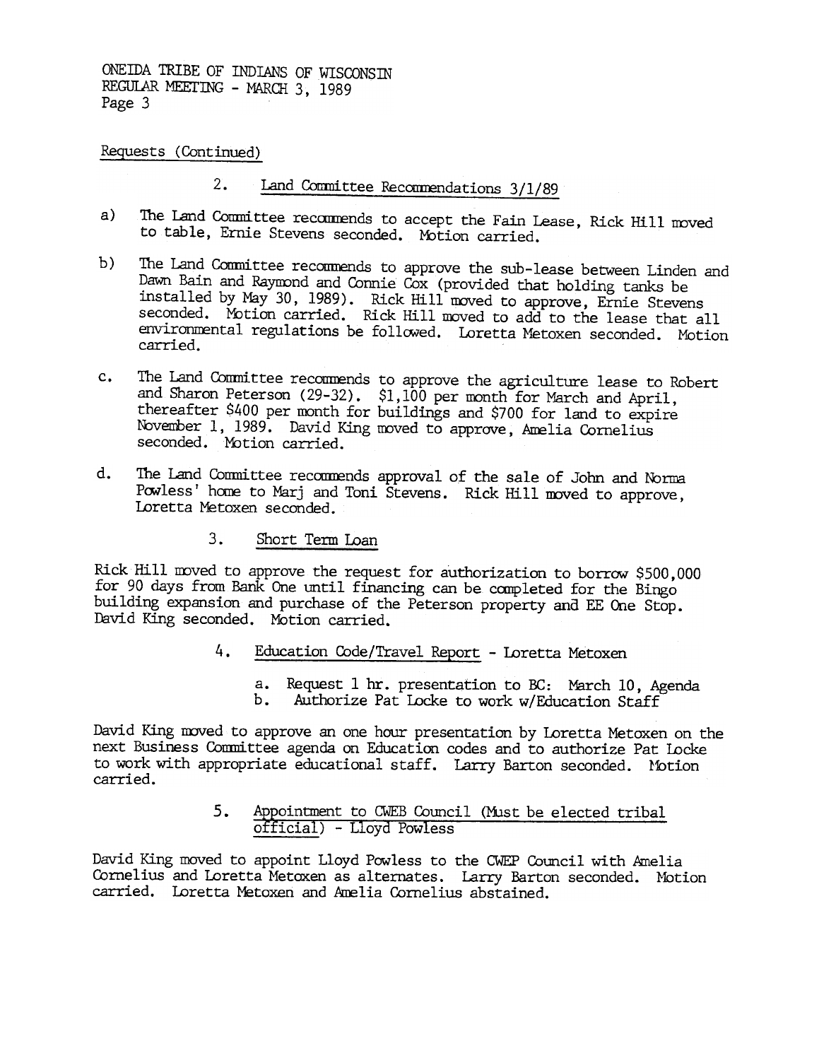ONEIDA TRIBE OF INDIANS OF WISCONSIN
REGULAR MEETING - MARCH 3, 1989
Page 3

Requests (Continued)

2. Land Committee Recommendations 3/1/89

a) The Land Committee recommends to accept the Fain Lease, Rick Hill moved to table, Ernie Stevens seconded. Motion carried.

b) The Land Committee recommends to approve the sub-lease between Linden and Dawn Bain and Raymond and Connie Cox (provided that holding tanks be installed by May 30, 1989). Rick Hill moved to approve, Ernie Stevens seconded. Motion carried. Rick Hill moved to add to the lease that all environmental regulations be followed. Loretta Metoxen seconded. Motion carried.

c. The Land Committee recommends to approve the agriculture lease to Robert and Sharon Peterson (29-32). $1,100 per month for March and April, thereafter $400 per month for buildings and $700 for land to expire November 1, 1989. David King moved to approve, Amelia Cornelius seconded. Motion carried.

d. The Land Committee recommends approval of the sale of John and Norma Powless' home to Marj and Toni Stevens. Rick Hill moved to approve, Loretta Metoxen seconded.

3. Short Term Loan

Rick Hill moved to approve the request for authorization to borrow $500,000 for 90 days from Bank One until financing can be completed for the Bingo building expansion and purchase of the Peterson property and EE One Stop. David King seconded. Motion carried.

4. Education Code/Travel Report - Loretta Metoxen

a. Request 1 hr. presentation to BC: March 10, Agenda
b. Authorize Pat Locke to work w/Education Staff

David King moved to approve an one hour presentation by Loretta Metoxen on the next Business Committee agenda on Education codes and to authorize Pat Locke to work with appropriate educational staff. Larry Barton seconded. Motion carried.

5. Appointment to CWEB Council (Must be elected tribal official) - Lloyd Powless

David King moved to appoint Lloyd Powless to the CWEP Council with Amelia Cornelius and Loretta Metoxen as alternates. Larry Barton seconded. Motion carried. Loretta Metoxen and Amelia Cornelius abstained.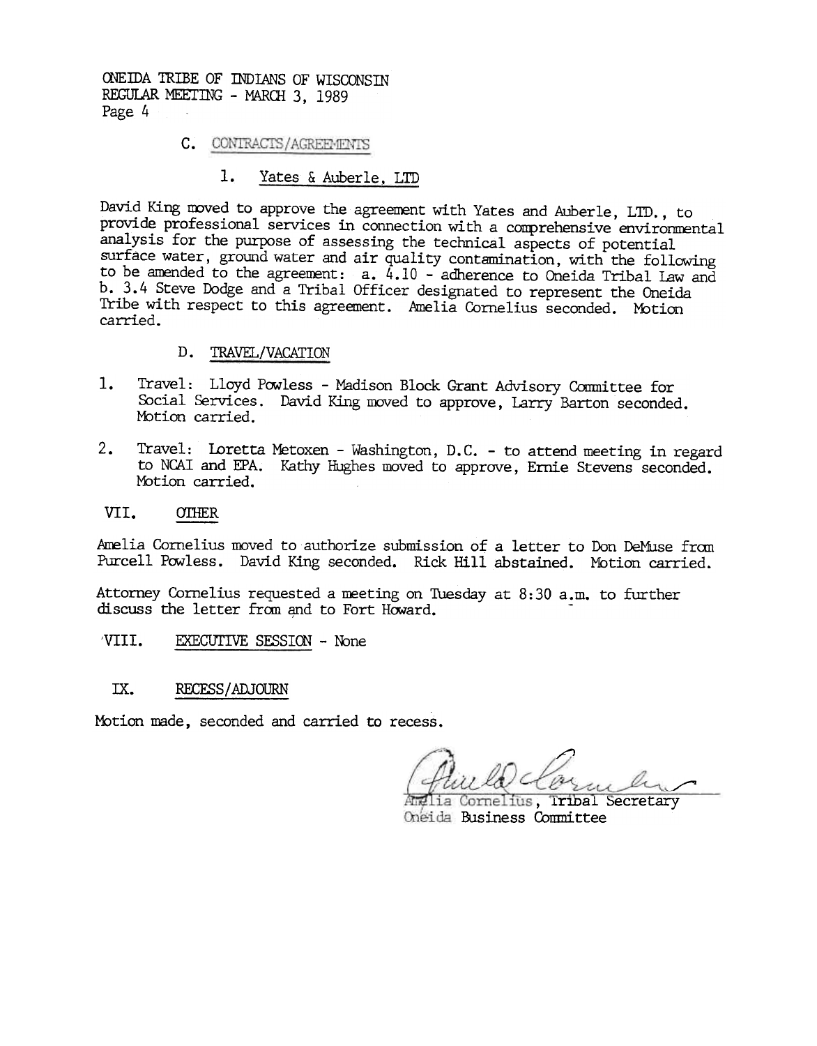ONEIDA TRIBE OF INDIANS OF WISCONSIN
REGULAR MEETING - MARCH 3, 1989

### C. CONTRACTS/AGREEMENTS

#### 1. Yates & Auberle, LTD

David King moved to approve the agreement with Yates and Auberle, LTD., to provide professional services in connection with a comprehensive environmental analysis for the purpose of assessing the technical aspects of potential surface water, ground water and air quality contamination, with the following to be amended to the agreement: a. 4.10 - adherence to Oneida Tribal Law and b. 3.4 Steve Dodge and a Tribal Officer designated to represent the Oneida Tribe with respect to this agreement. Amelia Cornelius seconded. Motion carried.

### D. TRAVEL/VACATION

1. Travel: Lloyd Powless - Madison Block Grant Advisory Committee for Social Services. David King moved to approve, Larry Barton seconded. Motion carried.

2. Travel: Loretta Metoxen - Washington, D.C. - to attend meeting in regard to NCAI and EPA. Kathy Hughes moved to approve, Ernie Stevens seconded. Motion carried.

## VII. OTHER

Amelia Cornelius moved to authorize submission of a letter to Don DeMuse from Purcell Powless. David King seconded. Rick Hill abstained. Motion carried.

Attorney Cornelius requested a meeting on Tuesday at 8:30 a.m. to further discuss the letter from and to Fort Howard.

## VIII. EXECUTIVE SESSION - None

## IX. RECESS/ADJOURN

Motion made, seconded and carried to recess.

Amelia Cornelius, Tribal Secretary
Oneida Business Committee